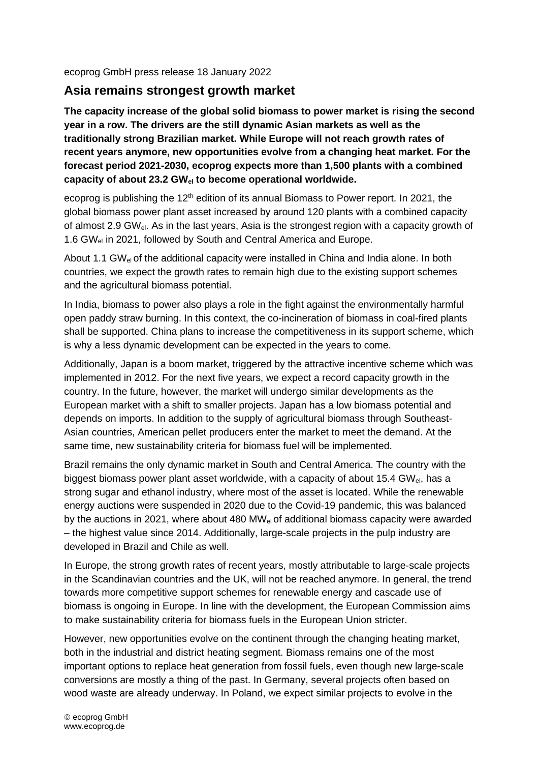ecoprog GmbH press release 18 January 2022

## Asia remains strongest growth market

**The capacity increase of the global solid biomass to power market is rising the second year in a row. The drivers are the still dynamic Asian markets as well as the traditionally strong Brazilian market. While Europe will not reach growth rates of recent years anymore, new opportunities evolve from a changing heat market. For the forecast period 2021-2030, ecoprog expects more than 1,500 plants with a combined capacity of about 23.2 $GW_{el}$ to become operational worldwide.**

ecoprog is publishing the 12th edition of its annual Biomass to Power report. In 2021, the global biomass power plant asset increased by around 120 plants with a combined capacity of almost 2.9 $GW_{el}$. As in the last years, Asia is the strongest region with a capacity growth of 1.6 $GW_{el}$ in 2021, followed by South and Central America and Europe.

About 1.1 $GW_{el}$ of the additional capacity were installed in China and India alone. In both countries, we expect the growth rates to remain high due to the existing support schemes and the agricultural biomass potential.

In India, biomass to power also plays a role in the fight against the environmentally harmful open paddy straw burning. In this context, the co-incineration of biomass in coal-fired plants shall be supported. China plans to increase the competitiveness in its support scheme, which is why a less dynamic development can be expected in the years to come.

Additionally, Japan is a boom market, triggered by the attractive incentive scheme which was implemented in 2012. For the next five years, we expect a record capacity growth in the country. In the future, however, the market will undergo similar developments as the European market with a shift to smaller projects. Japan has a low biomass potential and depends on imports. In addition to the supply of agricultural biomass through Southeast-Asian countries, American pellet producers enter the market to meet the demand. At the same time, new sustainability criteria for biomass fuel will be implemented.

Brazil remains the only dynamic market in South and Central America. The country with the biggest biomass power plant asset worldwide, with a capacity of about 15.4 $GW_{el}$, has a strong sugar and ethanol industry, where most of the asset is located. While the renewable energy auctions were suspended in 2020 due to the Covid-19 pandemic, this was balanced by the auctions in 2021, where about 480 $MW_{el}$ of additional biomass capacity were awarded – the highest value since 2014. Additionally, large-scale projects in the pulp industry are developed in Brazil and Chile as well.

In Europe, the strong growth rates of recent years, mostly attributable to large-scale projects in the Scandinavian countries and the UK, will not be reached anymore. In general, the trend towards more competitive support schemes for renewable energy and cascade use of biomass is ongoing in Europe. In line with the development, the European Commission aims to make sustainability criteria for biomass fuels in the European Union stricter.

However, new opportunities evolve on the continent through the changing heating market, both in the industrial and district heating segment. Biomass remains one of the most important options to replace heat generation from fossil fuels, even though new large-scale conversions are mostly a thing of the past. In Germany, several projects often based on wood waste are already underway. In Poland, we expect similar projects to evolve in the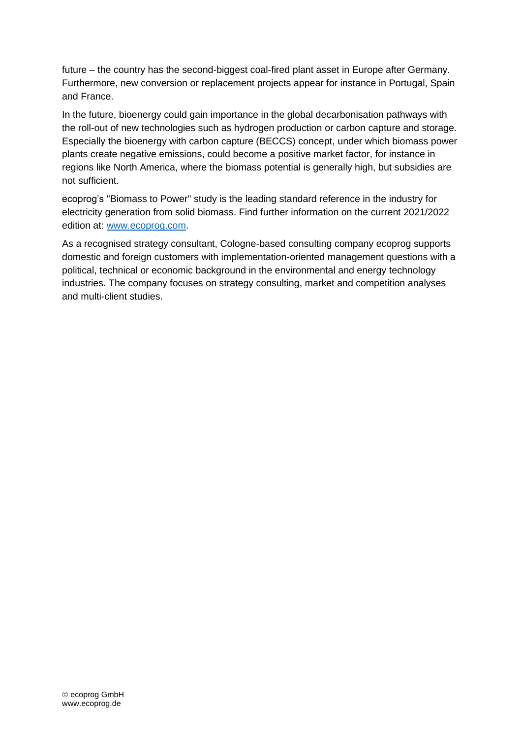future – the country has the second-biggest coal-fired plant asset in Europe after Germany. Furthermore, new conversion or replacement projects appear for instance in Portugal, Spain and France.

In the future, bioenergy could gain importance in the global decarbonisation pathways with the roll-out of new technologies such as hydrogen production or carbon capture and storage. Especially the bioenergy with carbon capture (BECCS) concept, under which biomass power plants create negative emissions, could become a positive market factor, for instance in regions like North America, where the biomass potential is generally high, but subsidies are not sufficient.

ecoprog's "Biomass to Power" study is the leading standard reference in the industry for electricity generation from solid biomass. Find further information on the current 2021/2022 edition at: [www.ecoprog.com](http://www.ecoprog.com).

As a recognised strategy consultant, Cologne-based consulting company ecoprog supports domestic and foreign customers with implementation-oriented management questions with a political, technical or economic background in the environmental and energy technology industries. The company focuses on strategy consulting, market and competition analyses and multi-client studies.

© ecoprog GmbH
www.ecoprog.de